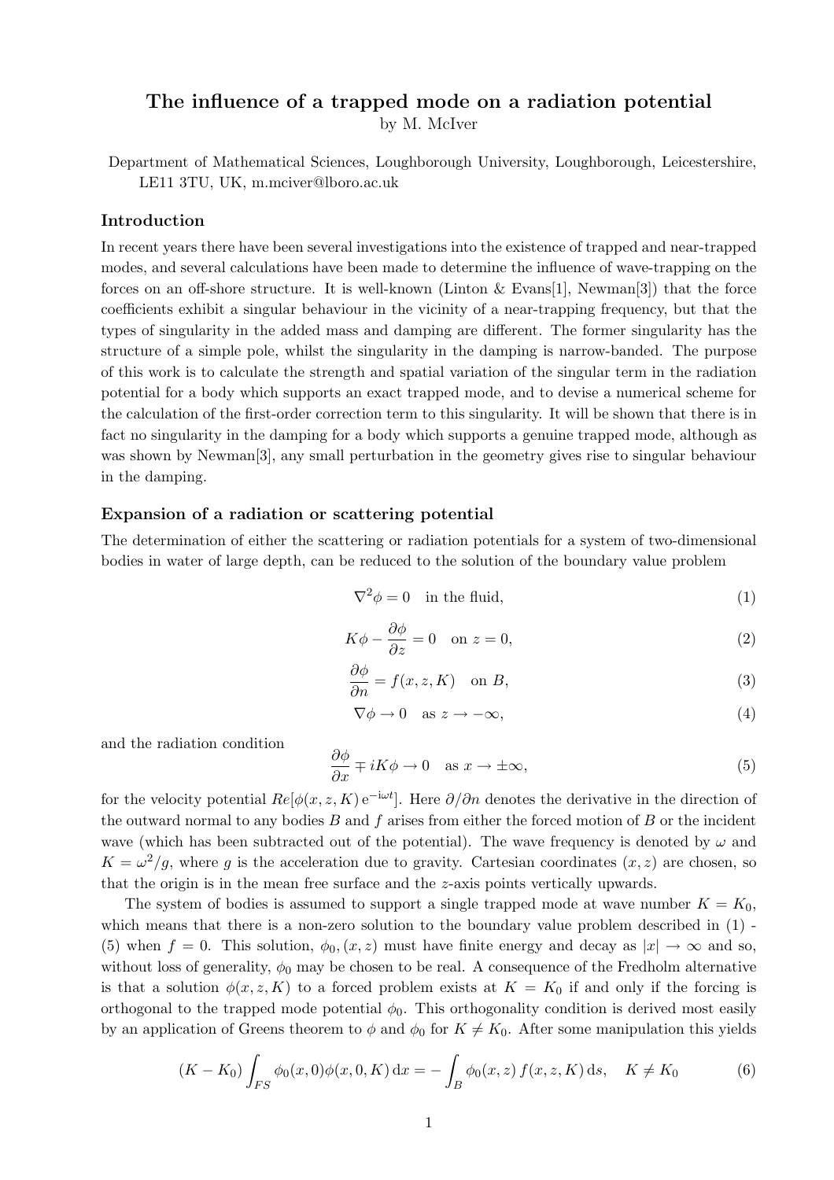# The influence of a trapped mode on a radiation potential

by M. McIver

Department of Mathematical Sciences, Loughborough University, Loughborough, Leicestershire, LE11 3TU, UK, m.mciver@lboro.ac.uk

## Introduction

In recent years there have been several investigations into the existence of trapped and near-trapped modes, and several calculations have been made to determine the influence of wave-trapping on the forces on an off-shore structure. It is well-known (Linton & Evans[1], Newman[3]) that the force coefficients exhibit a singular behaviour in the vicinity of a near-trapping frequency, but that the types of singularity in the added mass and damping are different. The former singularity has the structure of a simple pole, whilst the singularity in the damping is narrow-banded. The purpose of this work is to calculate the strength and spatial variation of the singular term in the radiation potential for a body which supports an exact trapped mode, and to devise a numerical scheme for the calculation of the first-order correction term to this singularity. It will be shown that there is in fact no singularity in the damping for a body which supports a genuine trapped mode, although as was shown by Newman[3], any small perturbation in the geometry gives rise to singular behaviour in the damping.

## Expansion of a radiation or scattering potential

The determination of either the scattering or radiation potentials for a system of two-dimensional bodies in water of large depth, can be reduced to the solution of the boundary value problem

$$\nabla^2 \phi = 0 \quad \text{in the fluid,} \tag{1}$$

$$K\phi - \frac{\partial \phi}{\partial z} = 0 \quad \text{on } z = 0, \tag{2}$$

$$\frac{\partial \phi}{\partial n} = f(x, z, K) \quad \text{on } B, \tag{3}$$

$$\nabla \phi \to 0 \quad \text{as } z \to -\infty, \tag{4}$$

and the radiation condition

$$\frac{\partial \phi}{\partial x} \mp iK\phi \to 0 \quad \text{as } x \to \pm\infty, \tag{5}$$

for the velocity potential $Re[\phi(x, z, K)\, \mathrm{e}^{-\mathrm{i}\omega t}]$. Here $\partial/\partial n$ denotes the derivative in the direction of the outward normal to any bodies $B$ and $f$ arises from either the forced motion of $B$ or the incident wave (which has been subtracted out of the potential). The wave frequency is denoted by $\omega$ and $K = \omega^2/g$, where $g$ is the acceleration due to gravity. Cartesian coordinates $(x, z)$ are chosen, so that the origin is in the mean free surface and the $z$-axis points vertically upwards.

The system of bodies is assumed to support a single trapped mode at wave number $K = K_0$, which means that there is a non-zero solution to the boundary value problem described in (1) - (5) when $f = 0$. This solution, $\phi_0, (x, z)$ must have finite energy and decay as $|x| \to \infty$ and so, without loss of generality, $\phi_0$ may be chosen to be real. A consequence of the Fredholm alternative is that a solution $\phi(x, z, K)$ to a forced problem exists at $K = K_0$ if and only if the forcing is orthogonal to the trapped mode potential $\phi_0$. This orthogonality condition is derived most easily by an application of Greens theorem to $\phi$ and $\phi_0$ for $K \neq K_0$. After some manipulation this yields

$$(K - K_0) \int_{FS} \phi_0(x, 0)\phi(x, 0, K)\, \mathrm{d}x = -\int_B \phi_0(x, z)\, f(x, z, K)\, \mathrm{d}s, \quad K \neq K_0 \tag{6}$$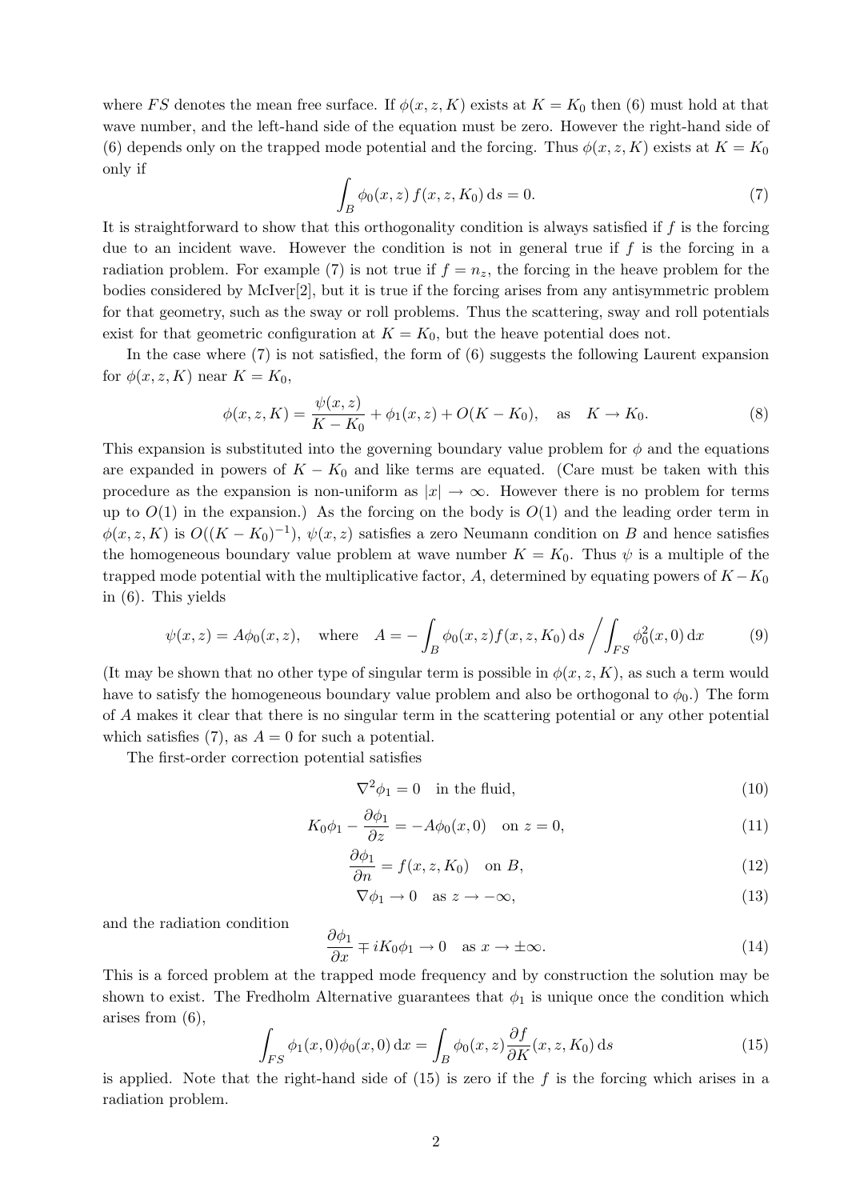where $FS$ denotes the mean free surface. If $\phi(x, z, K)$ exists at $K = K_0$ then (6) must hold at that wave number, and the left-hand side of the equation must be zero. However the right-hand side of (6) depends only on the trapped mode potential and the forcing. Thus $\phi(x, z, K)$ exists at $K = K_0$ only if

$$\int_B \phi_0(x, z)\, f(x, z, K_0)\, \mathrm{d}s = 0. \tag{7}$$

It is straightforward to show that this orthogonality condition is always satisfied if $f$ is the forcing due to an incident wave. However the condition is not in general true if $f$ is the forcing in a radiation problem. For example (7) is not true if $f = n_z$, the forcing in the heave problem for the bodies considered by McIver[2], but it is true if the forcing arises from any antisymmetric problem for that geometry, such as the sway or roll problems. Thus the scattering, sway and roll potentials exist for that geometric configuration at $K = K_0$, but the heave potential does not.

In the case where (7) is not satisfied, the form of (6) suggests the following Laurent expansion for $\phi(x, z, K)$ near $K = K_0$,

$$\phi(x, z, K) = \frac{\psi(x, z)}{K - K_0} + \phi_1(x, z) + O(K - K_0), \quad \text{as} \quad K \to K_0. \tag{8}$$

This expansion is substituted into the governing boundary value problem for $\phi$ and the equations are expanded in powers of $K - K_0$ and like terms are equated. (Care must be taken with this procedure as the expansion is non-uniform as $|x| \to \infty$. However there is no problem for terms up to $O(1)$ in the expansion.) As the forcing on the body is $O(1)$ and the leading order term in $\phi(x, z, K)$ is $O((K - K_0)^{-1})$, $\psi(x, z)$ satisfies a zero Neumann condition on $B$ and hence satisfies the homogeneous boundary value problem at wave number $K = K_0$. Thus $\psi$ is a multiple of the trapped mode potential with the multiplicative factor, $A$, determined by equating powers of $K - K_0$ in (6). This yields

$$\psi(x, z) = A\phi_0(x, z), \quad \text{where} \quad A = -\int_B \phi_0(x, z) f(x, z, K_0)\, \mathrm{d}s \bigg/ \int_{FS} \phi_0^2(x, 0)\, \mathrm{d}x \tag{9}$$

(It may be shown that no other type of singular term is possible in $\phi(x, z, K)$, as such a term would have to satisfy the homogeneous boundary value problem and also be orthogonal to $\phi_0$.) The form of $A$ makes it clear that there is no singular term in the scattering potential or any other potential which satisfies (7), as $A = 0$ for such a potential.

The first-order correction potential satisfies

$$\nabla^2 \phi_1 = 0 \quad \text{in the fluid}, \tag{10}$$

$$K_0 \phi_1 - \frac{\partial \phi_1}{\partial z} = -A\phi_0(x, 0) \quad \text{on } z = 0, \tag{11}$$

$$\frac{\partial \phi_1}{\partial n} = f(x, z, K_0) \quad \text{on } B, \tag{12}$$

$$\nabla \phi_1 \to 0 \quad \text{as } z \to -\infty, \tag{13}$$

and the radiation condition

$$\frac{\partial \phi_1}{\partial x} \mp iK_0 \phi_1 \to 0 \quad \text{as } x \to \pm\infty. \tag{14}$$

This is a forced problem at the trapped mode frequency and by construction the solution may be shown to exist. The Fredholm Alternative guarantees that $\phi_1$ is unique once the condition which arises from (6),

$$\int_{FS} \phi_1(x, 0)\phi_0(x, 0)\, \mathrm{d}x = \int_B \phi_0(x, z) \frac{\partial f}{\partial K}(x, z, K_0)\, \mathrm{d}s \tag{15}$$

is applied. Note that the right-hand side of (15) is zero if the $f$ is the forcing which arises in a radiation problem.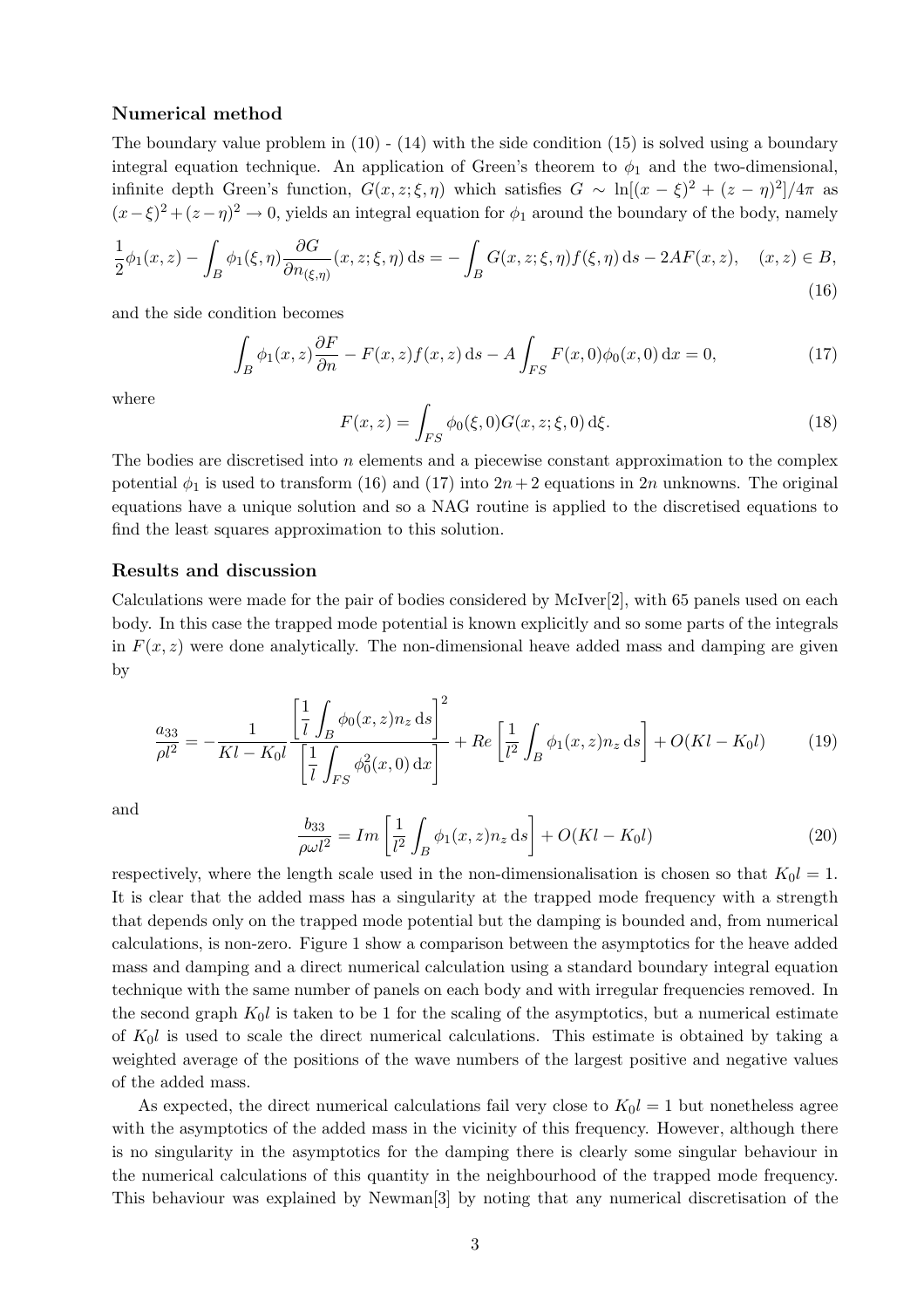### Numerical method

The boundary value problem in (10) - (14) with the side condition (15) is solved using a boundary integral equation technique. An application of Green's theorem to $\phi_1$ and the two-dimensional, infinite depth Green's function, $G(x, z; \xi, \eta)$ which satisfies $G \sim \ln[(x-\xi)^2 + (z-\eta)^2]/4\pi$ as $(x-\xi)^2+(z-\eta)^2 \to 0$, yields an integral equation for $\phi_1$ around the boundary of the body, namely

$$\frac{1}{2}\phi_1(x,z) - \int_B \phi_1(\xi,\eta)\frac{\partial G}{\partial n_{(\xi,\eta)}}(x,z;\xi,\eta)\,\mathrm{d}s = -\int_B G(x,z;\xi,\eta)f(\xi,\eta)\,\mathrm{d}s - 2AF(x,z), \quad (x,z) \in B, \tag{16}$$

and the side condition becomes

$$\int_B \phi_1(x,z)\frac{\partial F}{\partial n} - F(x,z)f(x,z)\,\mathrm{d}s - A\int_{FS} F(x,0)\phi_0(x,0)\,\mathrm{d}x = 0, \tag{17}$$

where

$$F(x,z) = \int_{FS} \phi_0(\xi,0)G(x,z;\xi,0)\,\mathrm{d}\xi. \tag{18}$$

The bodies are discretised into $n$ elements and a piecewise constant approximation to the complex potential $\phi_1$ is used to transform (16) and (17) into $2n+2$ equations in $2n$ unknowns. The original equations have a unique solution and so a NAG routine is applied to the discretised equations to find the least squares approximation to this solution.

### Results and discussion

Calculations were made for the pair of bodies considered by McIver[2], with 65 panels used on each body. In this case the trapped mode potential is known explicitly and so some parts of the integrals in $F(x,z)$ were done analytically. The non-dimensional heave added mass and damping are given by

$$\frac{a_{33}}{\rho l^2} = -\frac{1}{Kl - K_0 l}\frac{\left[\dfrac{1}{l}\displaystyle\int_B \phi_0(x,z)n_z\,\mathrm{d}s\right]^2}{\left[\dfrac{1}{l}\displaystyle\int_{FS} \phi_0^2(x,0)\,\mathrm{d}x\right]} + Re\left[\frac{1}{l^2}\int_B \phi_1(x,z)n_z\,\mathrm{d}s\right] + O(Kl - K_0 l) \tag{19}$$

and

$$\frac{b_{33}}{\rho\omega l^2} = Im\left[\frac{1}{l^2}\int_B \phi_1(x,z)n_z\,\mathrm{d}s\right] + O(Kl - K_0 l) \tag{20}$$

respectively, where the length scale used in the non-dimensionalisation is chosen so that $K_0 l = 1$. It is clear that the added mass has a singularity at the trapped mode frequency with a strength that depends only on the trapped mode potential but the damping is bounded and, from numerical calculations, is non-zero. Figure 1 show a comparison between the asymptotics for the heave added mass and damping and a direct numerical calculation using a standard boundary integral equation technique with the same number of panels on each body and with irregular frequencies removed. In the second graph $K_0 l$ is taken to be 1 for the scaling of the asymptotics, but a numerical estimate of $K_0 l$ is used to scale the direct numerical calculations. This estimate is obtained by taking a weighted average of the positions of the wave numbers of the largest positive and negative values of the added mass.

As expected, the direct numerical calculations fail very close to $K_0 l = 1$ but nonetheless agree with the asymptotics of the added mass in the vicinity of this frequency. However, although there is no singularity in the asymptotics for the damping there is clearly some singular behaviour in the numerical calculations of this quantity in the neighbourhood of the trapped mode frequency. This behaviour was explained by Newman[3] by noting that any numerical discretisation of the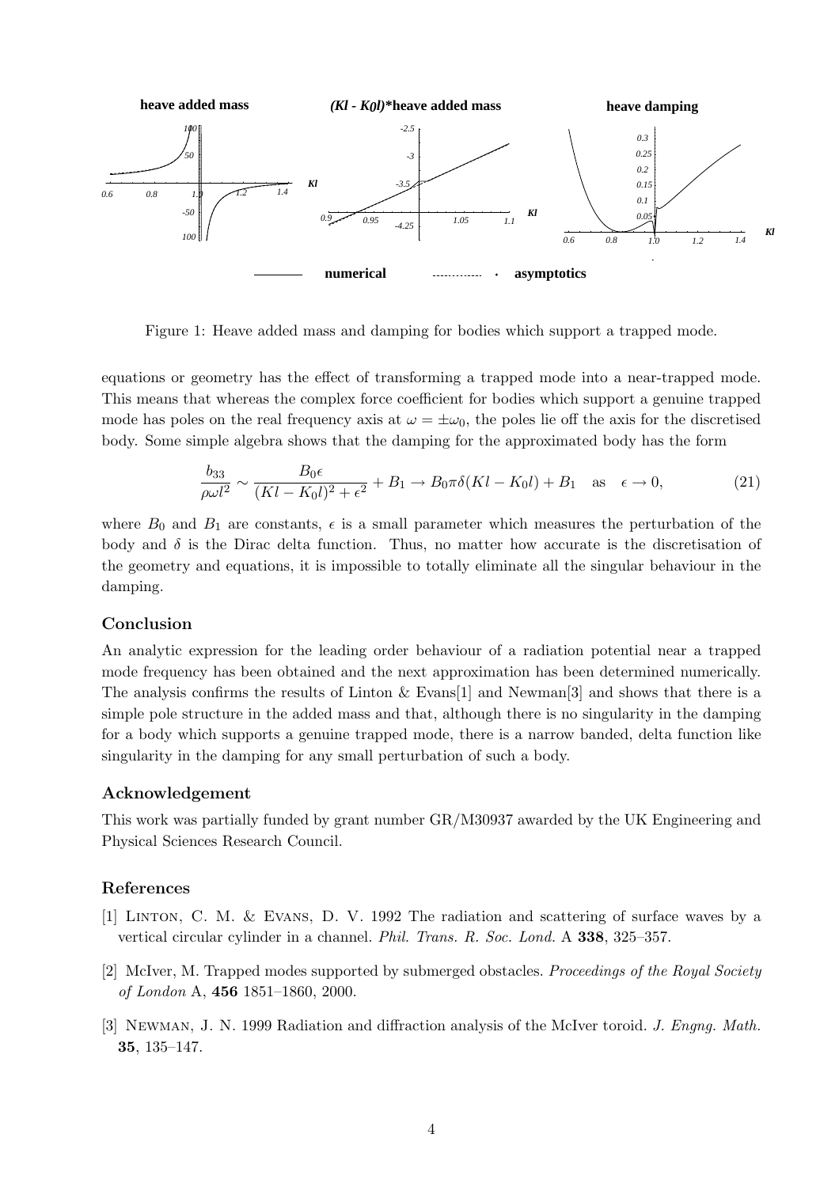Figure 1: Heave added mass and damping for bodies which support a trapped mode.

equations or geometry has the effect of transforming a trapped mode into a near-trapped mode. This means that whereas the complex force coefficient for bodies which support a genuine trapped mode has poles on the real frequency axis at $\omega = \pm\omega_0$, the poles lie off the axis for the discretised body. Some simple algebra shows that the damping for the approximated body has the form

$$\frac{b_{33}}{\rho\omega l^2} \sim \frac{B_0\epsilon}{(Kl - K_0 l)^2 + \epsilon^2} + B_1 \to B_0\pi\delta(Kl - K_0 l) + B_1 \quad \text{as} \quad \epsilon \to 0, \tag{21}$$

where $B_0$ and $B_1$ are constants, $\epsilon$ is a small parameter which measures the perturbation of the body and $\delta$ is the Dirac delta function. Thus, no matter how accurate is the discretisation of the geometry and equations, it is impossible to totally eliminate all the singular behaviour in the damping.

## Conclusion

An analytic expression for the leading order behaviour of a radiation potential near a trapped mode frequency has been obtained and the next approximation has been determined numerically. The analysis confirms the results of Linton & Evans[1] and Newman[3] and shows that there is a simple pole structure in the added mass and that, although there is no singularity in the damping for a body which supports a genuine trapped mode, there is a narrow banded, delta function like singularity in the damping for any small perturbation of such a body.

## Acknowledgement

This work was partially funded by grant number GR/M30937 awarded by the UK Engineering and Physical Sciences Research Council.

## References

[1] Linton, C. M. & Evans, D. V. 1992 The radiation and scattering of surface waves by a vertical circular cylinder in a channel. *Phil. Trans. R. Soc. Lond.* A **338**, 325–357.

[2] McIver, M. Trapped modes supported by submerged obstacles. *Proceedings of the Royal Society of London* A, **456** 1851–1860, 2000.

[3] Newman, J. N. 1999 Radiation and diffraction analysis of the McIver toroid. *J. Engng. Math.* **35**, 135–147.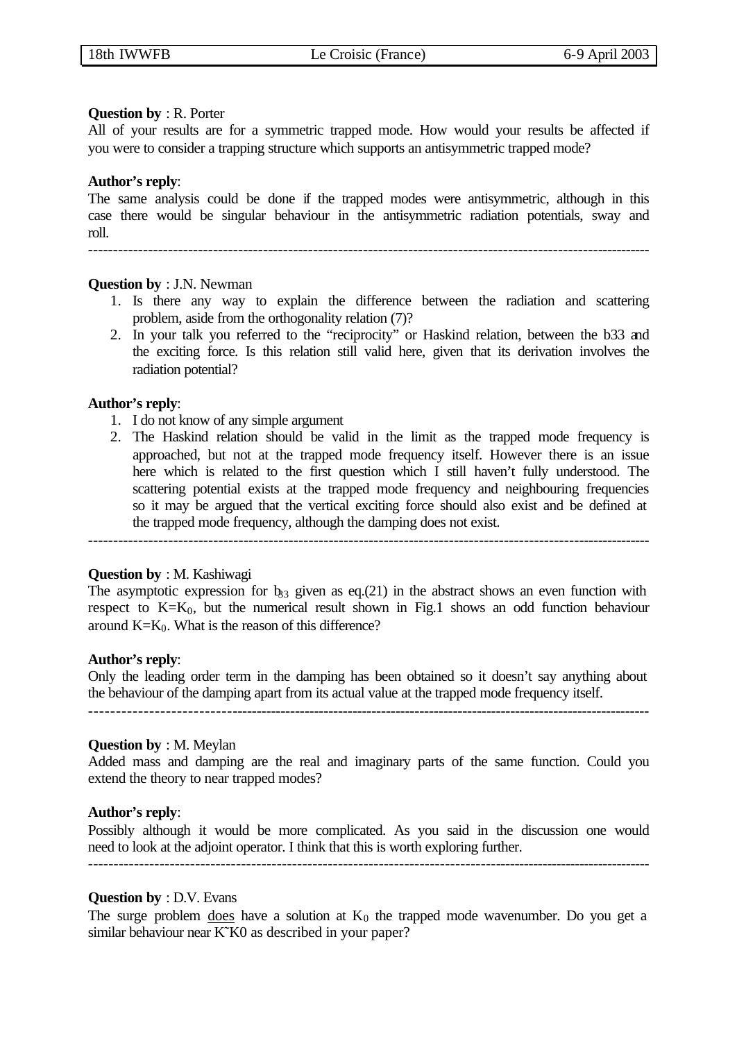**Question by** : R. Porter

All of your results are for a symmetric trapped mode. How would your results be affected if you were to consider a trapping structure which supports an antisymmetric trapped mode?

**Author's reply**:

The same analysis could be done if the trapped modes were antisymmetric, although in this case there would be singular behaviour in the antisymmetric radiation potentials, sway and roll.

---

**Question by** : J.N. Newman

1. Is there any way to explain the difference between the radiation and scattering problem, aside from the orthogonality relation (7)?
2. In your talk you referred to the "reciprocity" or Haskind relation, between the b33 and the exciting force. Is this relation still valid here, given that its derivation involves the radiation potential?

**Author's reply**:

1. I do not know of any simple argument
2. The Haskind relation should be valid in the limit as the trapped mode frequency is approached, but not at the trapped mode frequency itself. However there is an issue here which is related to the first question which I still haven't fully understood. The scattering potential exists at the trapped mode frequency and neighbouring frequencies so it may be argued that the vertical exciting force should also exist and be defined at the trapped mode frequency, although the damping does not exist.

---

**Question by** : M. Kashiwagi

The asymptotic expression for $b_{33}$ given as eq.(21) in the abstract shows an even function with respect to $K=K_0$, but the numerical result shown in Fig.1 shows an odd function behaviour around $K=K_0$. What is the reason of this difference?

**Author's reply**:

Only the leading order term in the damping has been obtained so it doesn't say anything about the behaviour of the damping apart from its actual value at the trapped mode frequency itself.

---

**Question by** : M. Meylan

Added mass and damping are the real and imaginary parts of the same function. Could you extend the theory to near trapped modes?

**Author's reply**:

Possibly although it would be more complicated. As you said in the discussion one would need to look at the adjoint operator. I think that this is worth exploring further.

---

**Question by** : D.V. Evans

The surge problem <u>does</u> have a solution at $K_0$ the trapped mode wavenumber. Do you get a similar behaviour near K˜K0 as described in your paper?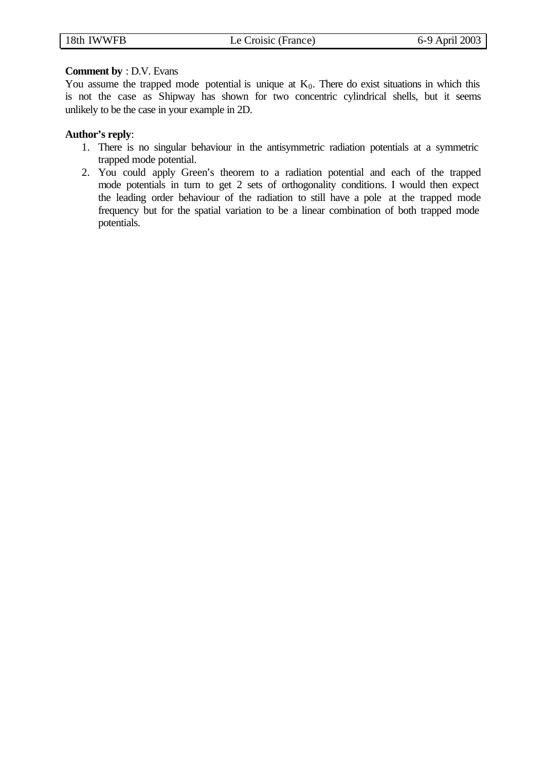**Comment by** : D.V. Evans

You assume the trapped mode potential is unique at $K_0$. There do exist situations in which this is not the case as Shipway has shown for two concentric cylindrical shells, but it seems unlikely to be the case in your example in 2D.

**Author's reply**:

1. There is no singular behaviour in the antisymmetric radiation potentials at a symmetric trapped mode potential.
2. You could apply Green's theorem to a radiation potential and each of the trapped mode potentials in turn to get 2 sets of orthogonality conditions. I would then expect the leading order behaviour of the radiation to still have a pole at the trapped mode frequency but for the spatial variation to be a linear combination of both trapped mode potentials.